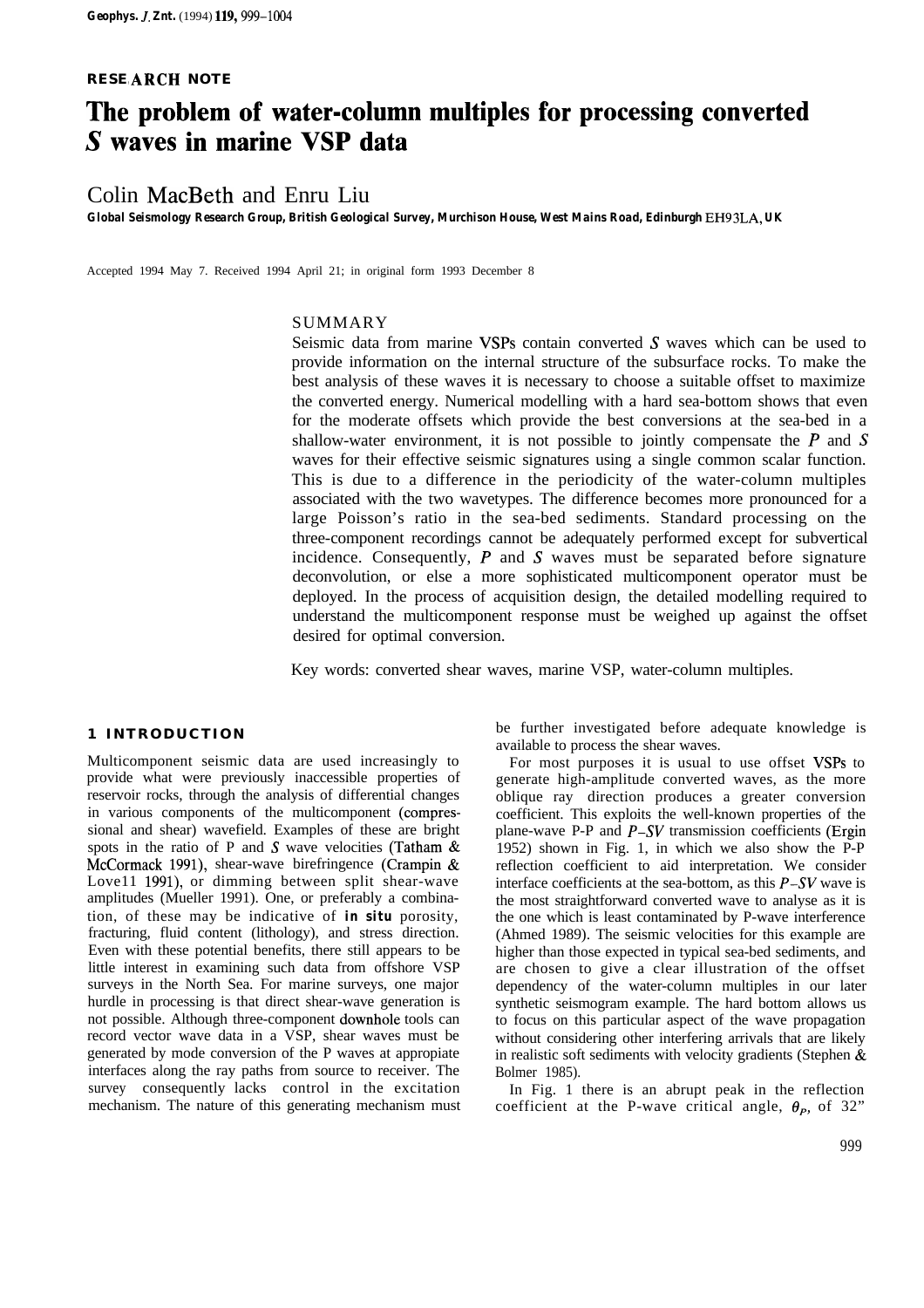**RESEARCH NOTE**

# The problem of water-column multiples for processing converted *S* waves in marine VSP data

Colin MacBeth and Enru Liu

**Global Seismology Research Group, British Geological Survey, Murchison House, West Mains Road, Edinburgh EH9 3LA, UK**

Accepted 1994 May 7. Received 1994 April 21; in original form 1993 December 8

## SUMMARY

Seismic data from marine VSPs contain converted *S* waves which can be used to provide information on the internal structure of the subsurface rocks. To make the best analysis of these waves it is necessary to choose a suitable offset to maximize the converted energy. Numerical modelling with a hard sea-bottom shows that even for the moderate offsets which provide the best conversions at the sea-bed in a shallow-water environment, it is not possible to jointly compensate the *P* and *S* waves for their effective seismic signatures using a single common scalar function. This is due to a difference in the periodicity of the water-column multiples associated with the two wavetypes. The difference becomes more pronounced for a large Poisson's ratio in the sea-bed sediments. Standard processing on the three-component recordings cannot be adequately performed except for subvertical incidence. Consequently, *P* and *S* waves must be separated before signature deconvolution, or else a more sophisticated multicomponent operator must be deployed. In the process of acquisition design, the detailed modelling required to understand the multicomponent response must be weighed up against the offset desired for optimal conversion.

Key words: converted shear waves, marine VSP, water-column multiples.

## 1 INTRODUCTION

Multicomponent seismic data are used increasingly to provide what were previously inaccessible properties of reservoir rocks, through the analysis of differential changes in various components of the multicomponent (compressional and shear) wavefield. Examples of these are bright spots in the ratio of P and *S* wave velocities (Tatham & McCormack 1991), shear-wave birefringence (Crampin & Lovell 1991), or dimming between split shear-wave amplitudes (Mueller 1991). One, or preferably a combination, of these may be indicative of ***in situ*** porosity, fracturing, fluid content (lithology), and stress direction. Even with these potential benefits, there still appears to be little interest in examining such data from offshore VSP surveys in the North Sea. For marine surveys, one major hurdle in processing is that direct shear-wave generation is not possible. Although three-component downhole tools can record vector wave data in a VSP, shear waves must be generated by mode conversion of the P waves at appropiate interfaces along the ray paths from source to receiver. The survey consequently lacks control in the excitation mechanism. The nature of this generating mechanism must be further investigated before adequate knowledge is available to process the shear waves.

For most purposes it is usual to use offset VSPs to generate high-amplitude converted waves, as the more oblique ray direction produces a greater conversion coefficient. This exploits the well-known properties of the plane-wave P-P and *P–SV* transmission coefficients (Ergin 1952) shown in Fig. 1, in which we also show the P-P reflection coefficient to aid interpretation. We consider interface coefficients at the sea-bottom, as this *P–SV* wave is the most straightforward converted wave to analyse as it is the one which is least contaminated by P-wave interference (Ahmed 1989). The seismic velocities for this example are higher than those expected in typical sea-bed sediments, and are chosen to give a clear illustration of the offset dependency of the water-column multiples in our later synthetic seismogram example. The hard bottom allows us to focus on this particular aspect of the wave propagation without considering other interfering arrivals that are likely in realistic soft sediments with velocity gradients (Stephen & Bolmer 1985).

In Fig. 1 there is an abrupt peak in the reflection coefficient at the P-wave critical angle, $\theta_P$, of 32°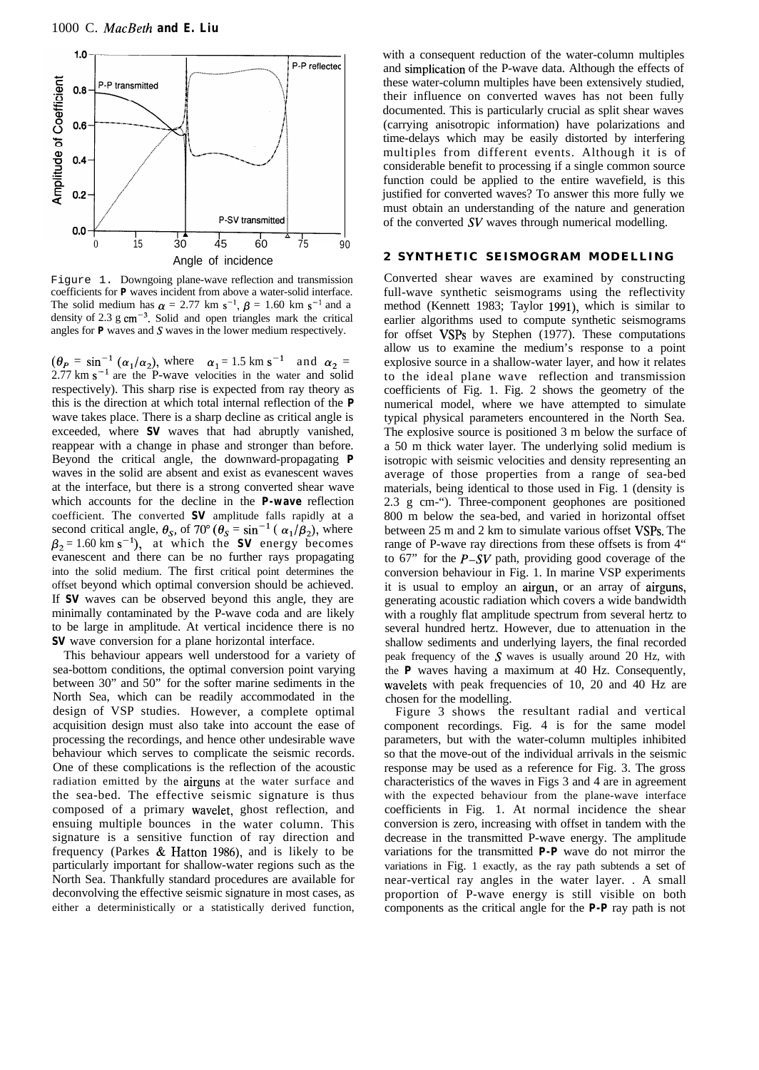Figure 1. Downgoing plane-wave reflection and transmission coefficients for **P** waves incident from above a water-solid interface. The solid medium has $\alpha = 2.77$ km s$^{-1}$, $\beta = 1.60$ km s$^{-1}$ and a density of 2.3 g cm$^{-3}$. Solid and open triangles mark the critical angles for **P** waves and $S$ waves in the lower medium respectively.

($\theta_P = \sin^{-1}(\alpha_1/\alpha_2)$, where $\alpha_1 = 1.5$ km s$^{-1}$ and $\alpha_2 = 2.77$ km s$^{-1}$ are the P-wave velocities in the water and solid respectively). This sharp rise is expected from ray theory as this is the direction at which total internal reflection of the **P** wave takes place. There is a sharp decline as critical angle is exceeded, where **SV** waves that had abruptly vanished, reappear with a change in phase and stronger than before. Beyond the critical angle, the downward-propagating **P** waves in the solid are absent and exist as evanescent waves at the interface, but there is a strong converted shear wave which accounts for the decline in the **P-wave** reflection coefficient. The converted **SV** amplitude falls rapidly at a second critical angle, $\theta_S$, of 70° ($\theta_S = \sin^{-1}(\alpha_1/\beta_2)$, where $\beta_2 = 1.60$ km s$^{-1}$), at which the **SV** energy becomes evanescent and there can be no further rays propagating into the solid medium. The first critical point determines the offset beyond which optimal conversion should be achieved. If **SV** waves can be observed beyond this angle, they are minimally contaminated by the P-wave coda and are likely to be large in amplitude. At vertical incidence there is no **SV** wave conversion for a plane horizontal interface.

This behaviour appears well understood for a variety of sea-bottom conditions, the optimal conversion point varying between 30° and 50° for the softer marine sediments in the North Sea, which can be readily accommodated in the design of VSP studies. However, a complete optimal acquisition design must also take into account the ease of processing the recordings, and hence other undesirable wave behaviour which serves to complicate the seismic records. One of these complications is the reflection of the acoustic radiation emitted by the airguns at the water surface and the sea-bed. The effective seismic signature is thus composed of a primary wavelet, ghost reflection, and ensuing multiple bounces in the water column. This signature is a sensitive function of ray direction and frequency (Parkes & Hatton 1986), and is likely to be particularly important for shallow-water regions such as the North Sea. Thankfully standard procedures are available for deconvolving the effective seismic signature in most cases, as either a deterministically or a statistically derived function, with a consequent reduction of the water-column multiples and simplication of the P-wave data. Although the effects of these water-column multiples have been extensively studied, their influence on converted waves has not been fully documented. This is particularly crucial as split shear waves (carrying anisotropic information) have polarizations and time-delays which may be easily distorted by interfering multiples from different events. Although it is of considerable benefit to processing if a single common source function could be applied to the entire wavefield, is this justified for converted waves? To answer this more fully we must obtain an understanding of the nature and generation of the converted $SV$ waves through numerical modelling.

## 2 SYNTHETIC SEISMOGRAM MODELLING

Converted shear waves are examined by constructing full-wave synthetic seismograms using the reflectivity method (Kennett 1983; Taylor 1991), which is similar to earlier algorithms used to compute synthetic seismograms for offset VSPs by Stephen (1977). These computations allow us to examine the medium's response to a point explosive source in a shallow-water layer, and how it relates to the ideal plane wave reflection and transmission coefficients of Fig. 1. Fig. 2 shows the geometry of the numerical model, where we have attempted to simulate typical physical parameters encountered in the North Sea. The explosive source is positioned 3 m below the surface of a 50 m thick water layer. The underlying solid medium is isotropic with seismic velocities and density representing an average of those properties from a range of sea-bed materials, being identical to those used in Fig. 1 (density is 2.3 g cm$^{-3}$). Three-component geophones are positioned 800 m below the sea-bed, and varied in horizontal offset between 25 m and 2 km to simulate various offset VSPs. The range of P-wave ray directions from these offsets is from 4° to 67° for the $P$–$SV$ path, providing good coverage of the conversion behaviour in Fig. 1. In marine VSP experiments it is usual to employ an airgun, or an array of airguns, generating acoustic radiation which covers a wide bandwidth with a roughly flat amplitude spectrum from several hertz to several hundred hertz. However, due to attenuation in the shallow sediments and underlying layers, the final recorded peak frequency of the $S$ waves is usually around 20 Hz, with the **P** waves having a maximum at 40 Hz. Consequently, wavelets with peak frequencies of 10, 20 and 40 Hz are chosen for the modelling.

Figure 3 shows the resultant radial and vertical component recordings. Fig. 4 is for the same model parameters, but with the water-column multiples inhibited so that the move-out of the individual arrivals in the seismic response may be used as a reference for Fig. 3. The gross characteristics of the waves in Figs 3 and 4 are in agreement with the expected behaviour from the plane-wave interface coefficients in Fig. 1. At normal incidence the shear conversion is zero, increasing with offset in tandem with the decrease in the transmitted P-wave energy. The amplitude variations for the transmitted **P-P** wave do not mirror the variations in Fig. 1 exactly, as the ray path subtends a set of near-vertical ray angles in the water layer. A small proportion of P-wave energy is still visible on both components as the critical angle for the **P-P** ray path is not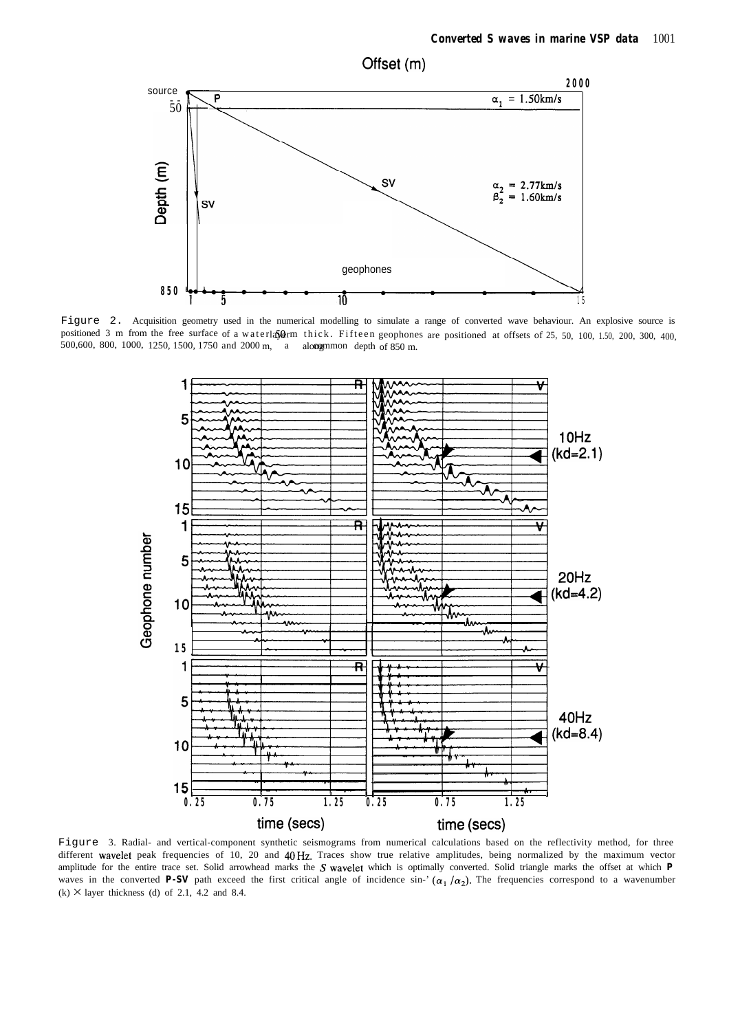Figure 2. Acquisition geometry used in the numerical modelling to simulate a range of converted wave behaviour. An explosive source is positioned 3 m from the free surface of a water layer 50 m thick. Fifteen geophones are positioned at offsets of 25, 50, 100, 150, 200, 300, 400, 500, 600, 800, 1000, 1250, 1500, 1750 and 2000 m, along a common depth of 850 m.

Figure 3. Radial- and vertical-component synthetic seismograms from numerical calculations based on the reflectivity method, for three different wavelet peak frequencies of 10, 20 and 40 Hz. Traces show true relative amplitudes, being normalized by the maximum vector amplitude for the entire trace set. Solid arrowhead marks the *S* wavelet which is optimally converted. Solid triangle marks the offset at which **P** waves in the converted **P-SV** path exceed the first critical angle of incidence $\sin^{-1}(\alpha_1/\alpha_2)$. The frequencies correspond to a wavenumber (k) × layer thickness (d) of 2.1, 4.2 and 8.4.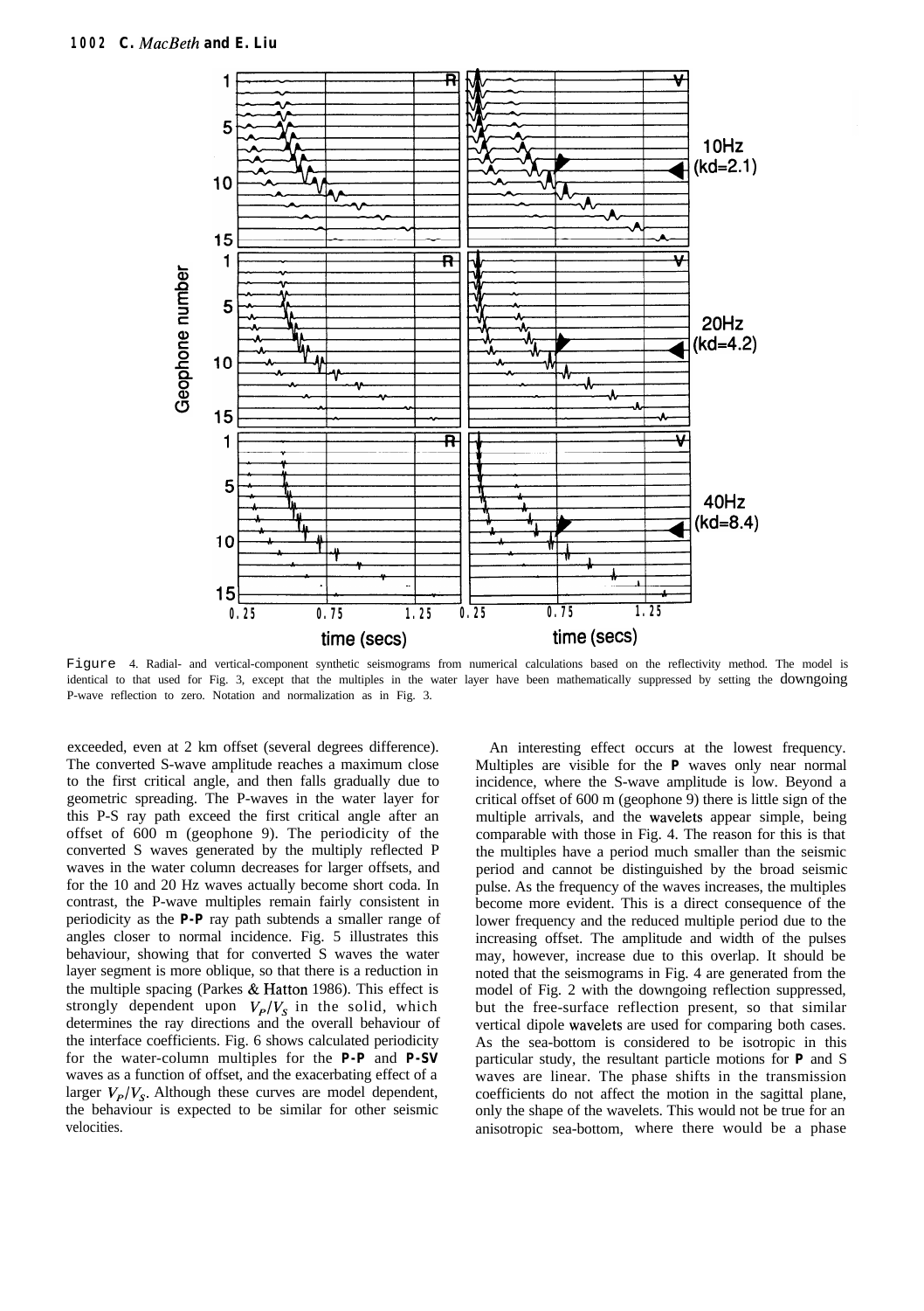Figure 4. Radial- and vertical-component synthetic seismograms from numerical calculations based on the reflectivity method. The model is identical to that used for Fig. 3, except that the multiples in the water layer have been mathematically suppressed by setting the downgoing P-wave reflection to zero. Notation and normalization as in Fig. 3.

exceeded, even at 2 km offset (several degrees difference). The converted S-wave amplitude reaches a maximum close to the first critical angle, and then falls gradually due to geometric spreading. The P-waves in the water layer for this P-S ray path exceed the first critical angle after an offset of 600 m (geophone 9). The periodicity of the converted S waves generated by the multiply reflected P waves in the water column decreases for larger offsets, and for the 10 and 20 Hz waves actually become short coda. In contrast, the P-wave multiples remain fairly consistent in periodicity as the **P-P** ray path subtends a smaller range of angles closer to normal incidence. Fig. 5 illustrates this behaviour, showing that for converted S waves the water layer segment is more oblique, so that there is a reduction in the multiple spacing (Parkes & Hatton 1986). This effect is strongly dependent upon $V_P/V_S$ in the solid, which determines the ray directions and the overall behaviour of the interface coefficients. Fig. 6 shows calculated periodicity for the water-column multiples for the **P-P** and **P-SV** waves as a function of offset, and the exacerbating effect of a larger $V_P/V_S$. Although these curves are model dependent, the behaviour is expected to be similar for other seismic velocities.

An interesting effect occurs at the lowest frequency. Multiples are visible for the **P** waves only near normal incidence, where the S-wave amplitude is low. Beyond a critical offset of 600 m (geophone 9) there is little sign of the multiple arrivals, and the wavelets appear simple, being comparable with those in Fig. 4. The reason for this is that the multiples have a period much smaller than the seismic period and cannot be distinguished by the broad seismic pulse. As the frequency of the waves increases, the multiples become more evident. This is a direct consequence of the lower frequency and the reduced multiple period due to the increasing offset. The amplitude and width of the pulses may, however, increase due to this overlap. It should be noted that the seismograms in Fig. 4 are generated from the model of Fig. 2 with the downgoing reflection suppressed, but the free-surface reflection present, so that similar vertical dipole wavelets are used for comparing both cases. As the sea-bottom is considered to be isotropic in this particular study, the resultant particle motions for **P** and S waves are linear. The phase shifts in the transmission coefficients do not affect the motion in the sagittal plane, only the shape of the wavelets. This would not be true for an anisotropic sea-bottom, where there would be a phase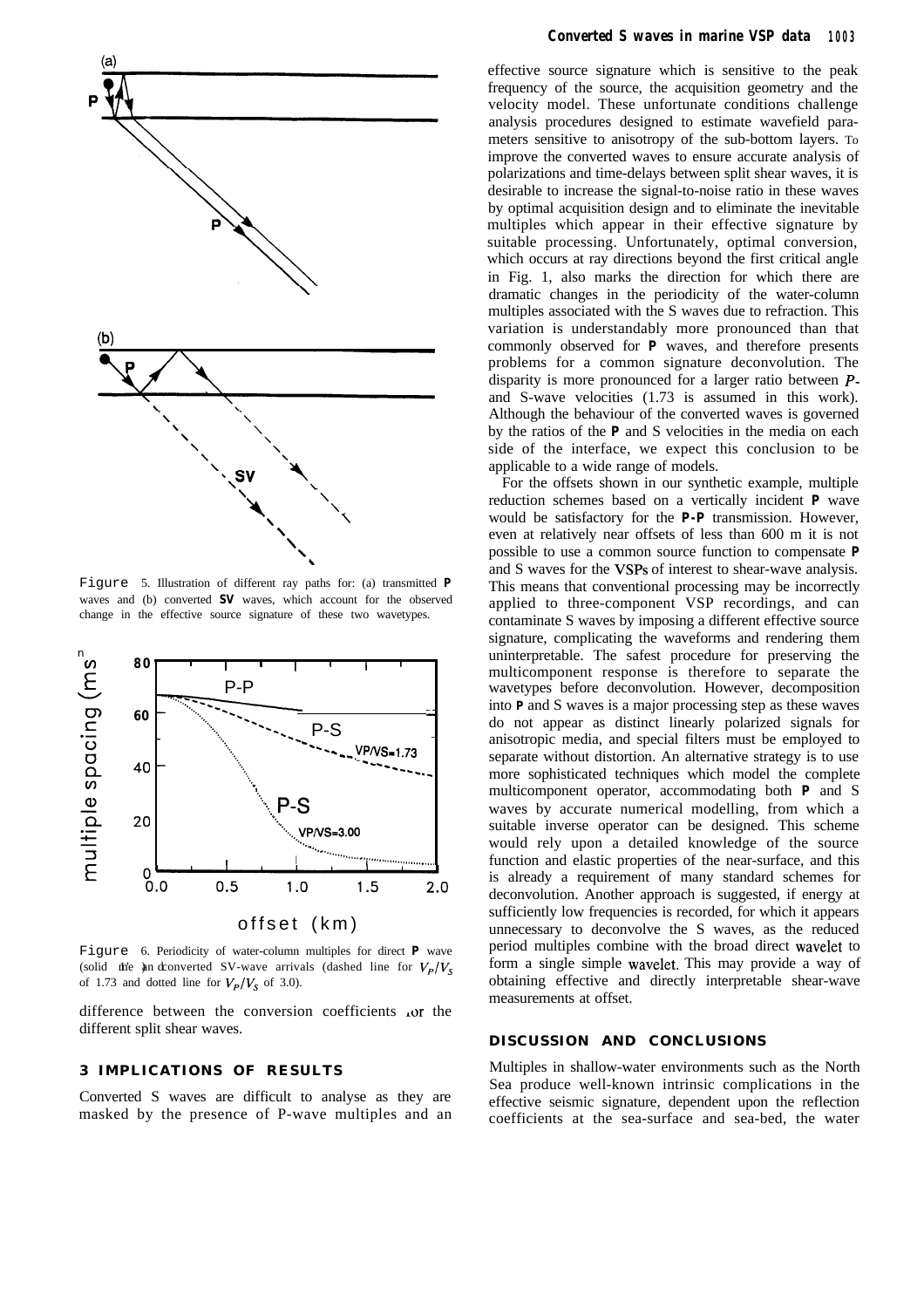(a)

P

P

(b)

P

SV

Figure 5. Illustration of different ray paths for: (a) transmitted **P** waves and (b) converted **SV** waves, which account for the observed change in the effective source signature of these two wavetypes.

multiple spacing (ms)

80

60

40

20

0

0.0

0.5

1.0

1.5

2.0

offset (km)

P-P

P-S

VP/VS=1.73

P-S

VP/VS=3.00

Figure 6. Periodicity of water-column multiples for direct **P** wave (solid line) and converted SV-wave arrivals (dashed line for $V_P/V_S$ of 1.73 and dotted line for $V_P/V_S$ of 3.0).

difference between the conversion coefficients for the different split shear waves.

## 3 IMPLICATIONS OF RESULTS

Converted S waves are difficult to analyse as they are masked by the presence of P-wave multiples and an effective source signature which is sensitive to the peak frequency of the source, the acquisition geometry and the velocity model. These unfortunate conditions challenge analysis procedures designed to estimate wavefield parameters sensitive to anisotropy of the sub-bottom layers. To improve the converted waves to ensure accurate analysis of polarizations and time-delays between split shear waves, it is desirable to increase the signal-to-noise ratio in these waves by optimal acquisition design and to eliminate the inevitable multiples which appear in their effective signature by suitable processing. Unfortunately, optimal conversion, which occurs at ray directions beyond the first critical angle in Fig. 1, also marks the direction for which there are dramatic changes in the periodicity of the water-column multiples associated with the S waves due to refraction. This variation is understandably more pronounced than that commonly observed for **P** waves, and therefore presents problems for a common signature deconvolution. The disparity is more pronounced for a larger ratio between *P*- and S-wave velocities (1.73 is assumed in this work). Although the behaviour of the converted waves is governed by the ratios of the **P** and S velocities in the media on each side of the interface, we expect this conclusion to be applicable to a wide range of models.

For the offsets shown in our synthetic example, multiple reduction schemes based on a vertically incident **P** wave would be satisfactory for the **P-P** transmission. However, even at relatively near offsets of less than 600 m it is not possible to use a common source function to compensate **P** and S waves for the VSPs of interest to shear-wave analysis. This means that conventional processing may be incorrectly applied to three-component VSP recordings, and can contaminate S waves by imposing a different effective source signature, complicating the waveforms and rendering them uninterpretable. The safest procedure for preserving the multicomponent response is therefore to separate the wavetypes before deconvolution. However, decomposition into **P** and S waves is a major processing step as these waves do not appear as distinct linearly polarized signals for anisotropic media, and special filters must be employed to separate without distortion. An alternative strategy is to use more sophisticated techniques which model the complete multicomponent operator, accommodating both **P** and S waves by accurate numerical modelling, from which a suitable inverse operator can be designed. This scheme would rely upon a detailed knowledge of the source function and elastic properties of the near-surface, and this is already a requirement of many standard schemes for deconvolution. Another approach is suggested, if energy at sufficiently low frequencies is recorded, for which it appears unnecessary to deconvolve the S waves, as the reduced period multiples combine with the broad direct wavelet to form a single simple wavelet. This may provide a way of obtaining effective and directly interpretable shear-wave measurements at offset.

## DISCUSSION AND CONCLUSIONS

Multiples in shallow-water environments such as the North Sea produce well-known intrinsic complications in the effective seismic signature, dependent upon the reflection coefficients at the sea-surface and sea-bed, the water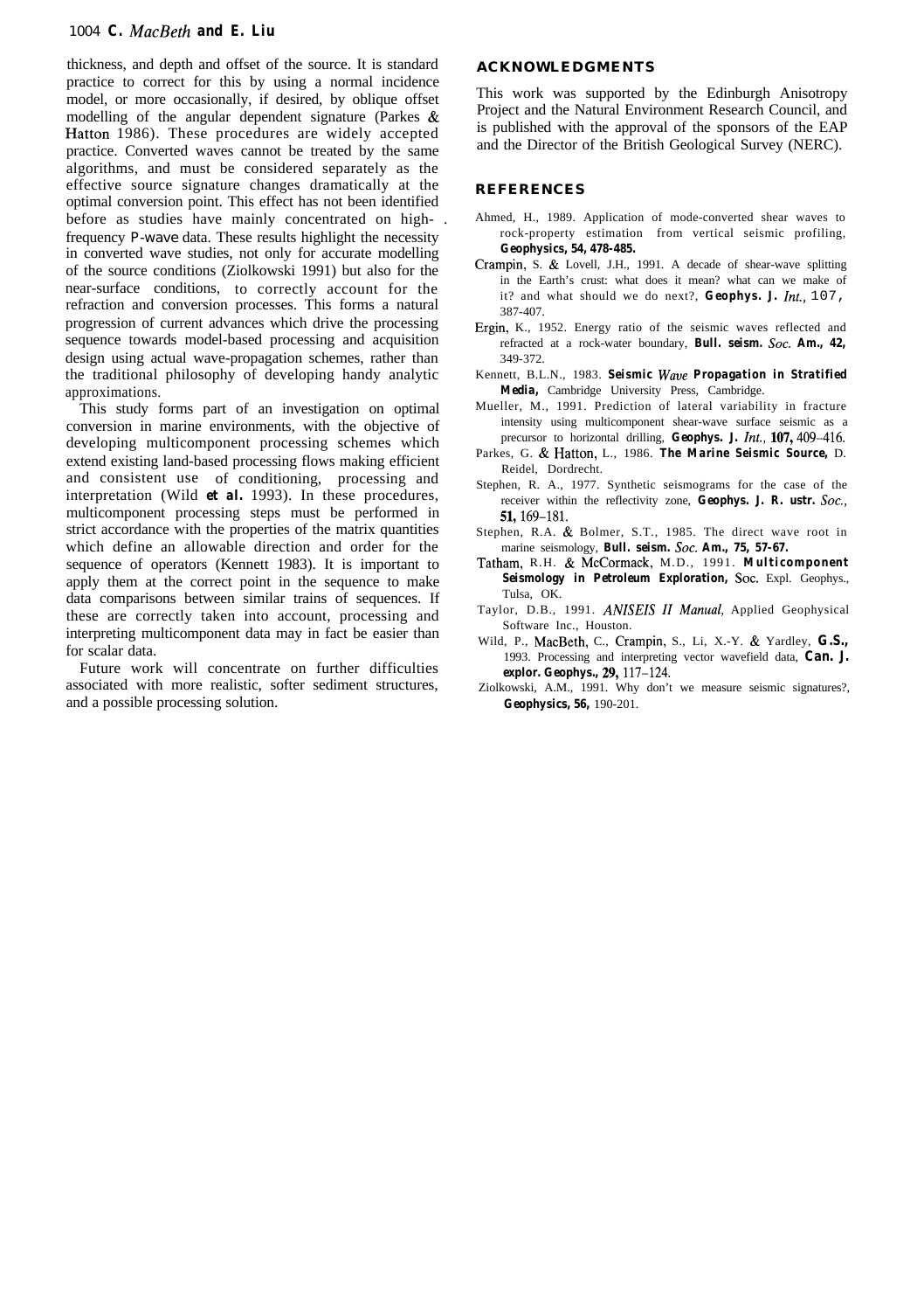thickness, and depth and offset of the source. It is standard practice to correct for this by using a normal incidence model, or more occasionally, if desired, by oblique offset modelling of the angular dependent signature (Parkes & Hatton 1986). These procedures are widely accepted practice. Converted waves cannot be treated by the same algorithms, and must be considered separately as the effective source signature changes dramatically at the optimal conversion point. This effect has not been identified before as studies have mainly concentrated on high-frequency P-wave data. These results highlight the necessity in converted wave studies, not only for accurate modelling of the source conditions (Ziolkowski 1991) but also for the near-surface conditions, to correctly account for the refraction and conversion processes. This forms a natural progression of current advances which drive the processing sequence towards model-based processing and acquisition design using actual wave-propagation schemes, rather than the traditional philosophy of developing handy analytic approximations.

This study forms part of an investigation on optimal conversion in marine environments, with the objective of developing multicomponent processing schemes which extend existing land-based processing flows making efficient and consistent use of conditioning, processing and interpretation (Wild *et al.* 1993). In these procedures, multicomponent processing steps must be performed in strict accordance with the properties of the matrix quantities which define an allowable direction and order for the sequence of operators (Kennett 1983). It is important to apply them at the correct point in the sequence to make data comparisons between similar trains of sequences. If these are correctly taken into account, processing and interpreting multicomponent data may in fact be easier than for scalar data.

Future work will concentrate on further difficulties associated with more realistic, softer sediment structures, and a possible processing solution.

## ACKNOWLEDGMENTS

This work was supported by the Edinburgh Anisotropy Project and the Natural Environment Research Council, and is published with the approval of the sponsors of the EAP and the Director of the British Geological Survey (NERC).

## REFERENCES

Ahmed, H., 1989. Application of mode-converted shear waves to rock-property estimation from vertical seismic profiling, **Geophysics, 54, 478-485.**

Crampin, S. & Lovell, J.H., 1991. A decade of shear-wave splitting in the Earth's crust: what does it mean? what can we make of it? and what should we do next?, **Geophys. J.** *Int.*, **107,** 387-407.

Ergin, K., 1952. Energy ratio of the seismic waves reflected and refracted at a rock-water boundary, **Bull. seism.** *Soc.* **Am., 42,** 349-372.

Kennett, B.L.N., 1983. **Seismic** *Wave* **Propagation in Stratified Media,** Cambridge University Press, Cambridge.

Mueller, M., 1991. Prediction of lateral variability in fracture intensity using multicomponent shear-wave surface seismic as a precursor to horizontal drilling, **Geophys. J.** *Int.*, **107,** 409–416.

Parkes, G. & Hatton, L., 1986. **The Marine Seismic Source,** D. Reidel, Dordrecht.

Stephen, R. A., 1977. Synthetic seismograms for the case of the receiver within the reflectivity zone, **Geophys. J. R. ustr.** *Soc.*, **51,** 169–181.

Stephen, R.A. & Bolmer, S.T., 1985. The direct wave root in marine seismology, **Bull. seism.** *Soc.* **Am., 75, 57-67.**

Tatham, R.H. & McCormack, M.D., 1991. **Multicomponent Seismology in Petroleum Exploration,** Soc. Expl. Geophys., Tulsa, OK.

Taylor, D.B., 1991. *ANISEIS II Manual*, Applied Geophysical Software Inc., Houston.

Wild, P., MacBeth, C., Crampin, S., Li, X.-Y. & Yardley, **G.S.,** 1993. Processing and interpreting vector wavefield data, **Can. J. explor. Geophys., 29,** 117–124.

Ziolkowski, A.M., 1991. Why don't we measure seismic signatures?, **Geophysics, 56,** 190-201.